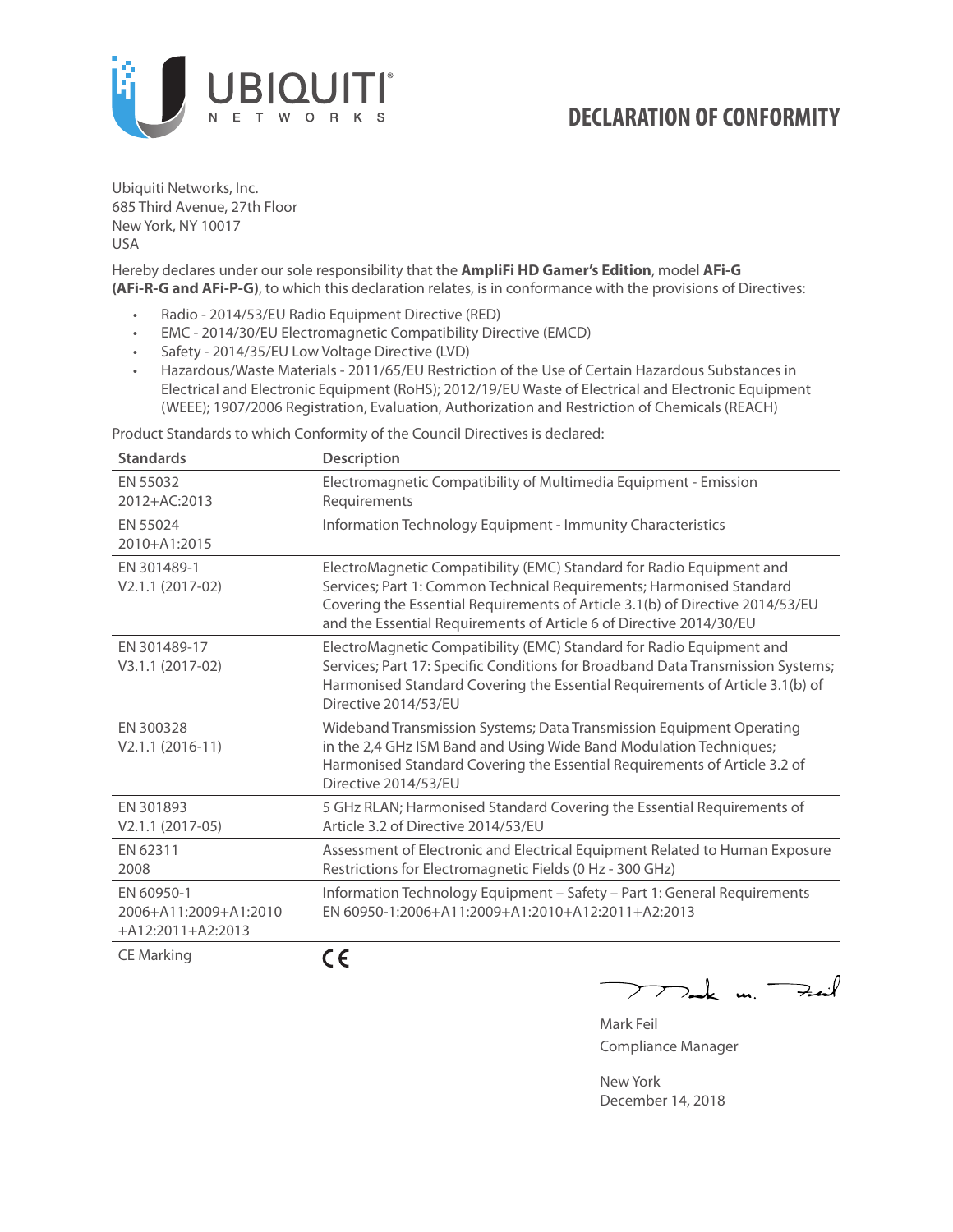# DECLARATION OF CONFORMITY

Ubiquiti Networks, Inc.
685 Third Avenue, 27th Floor
New York, NY 10017
USA

Hereby declares under our sole responsibility that the **AmpliFi HD Gamer's Edition**, model **AFi-G (AFi-R-G and AFi-P-G)**, to which this declaration relates, is in conformance with the provisions of Directives:

- Radio - 2014/53/EU Radio Equipment Directive (RED)
- EMC - 2014/30/EU Electromagnetic Compatibility Directive (EMCD)
- Safety - 2014/35/EU Low Voltage Directive (LVD)
- Hazardous/Waste Materials - 2011/65/EU Restriction of the Use of Certain Hazardous Substances in Electrical and Electronic Equipment (RoHS); 2012/19/EU Waste of Electrical and Electronic Equipment (WEEE); 1907/2006 Registration, Evaluation, Authorization and Restriction of Chemicals (REACH)

Product Standards to which Conformity of the Council Directives is declared:

| Standards | Description |
|---|---|
| EN 55032 2012+AC:2013 | Electromagnetic Compatibility of Multimedia Equipment - Emission Requirements |
| EN 55024 2010+A1:2015 | Information Technology Equipment - Immunity Characteristics |
| EN 301489-1 V2.1.1 (2017-02) | ElectroMagnetic Compatibility (EMC) Standard for Radio Equipment and Services; Part 1: Common Technical Requirements; Harmonised Standard Covering the Essential Requirements of Article 3.1(b) of Directive 2014/53/EU and the Essential Requirements of Article 6 of Directive 2014/30/EU |
| EN 301489-17 V3.1.1 (2017-02) | ElectroMagnetic Compatibility (EMC) Standard for Radio Equipment and Services; Part 17: Specific Conditions for Broadband Data Transmission Systems; Harmonised Standard Covering the Essential Requirements of Article 3.1(b) of Directive 2014/53/EU |
| EN 300328 V2.1.1 (2016-11) | Wideband Transmission Systems; Data Transmission Equipment Operating in the 2,4 GHz ISM Band and Using Wide Band Modulation Techniques; Harmonised Standard Covering the Essential Requirements of Article 3.2 of Directive 2014/53/EU |
| EN 301893 V2.1.1 (2017-05) | 5 GHz RLAN; Harmonised Standard Covering the Essential Requirements of Article 3.2 of Directive 2014/53/EU |
| EN 62311 2008 | Assessment of Electronic and Electrical Equipment Related to Human Exposure Restrictions for Electromagnetic Fields (0 Hz - 300 GHz) |
| EN 60950-1 2006+A11:2009+A1:2010 +A12:2011+A2:2013 | Information Technology Equipment – Safety – Part 1: General Requirements EN 60950-1:2006+A11:2009+A1:2010+A12:2011+A2:2013 |
| CE Marking | CE |

Mark Feil
Compliance Manager

New York
December 14, 2018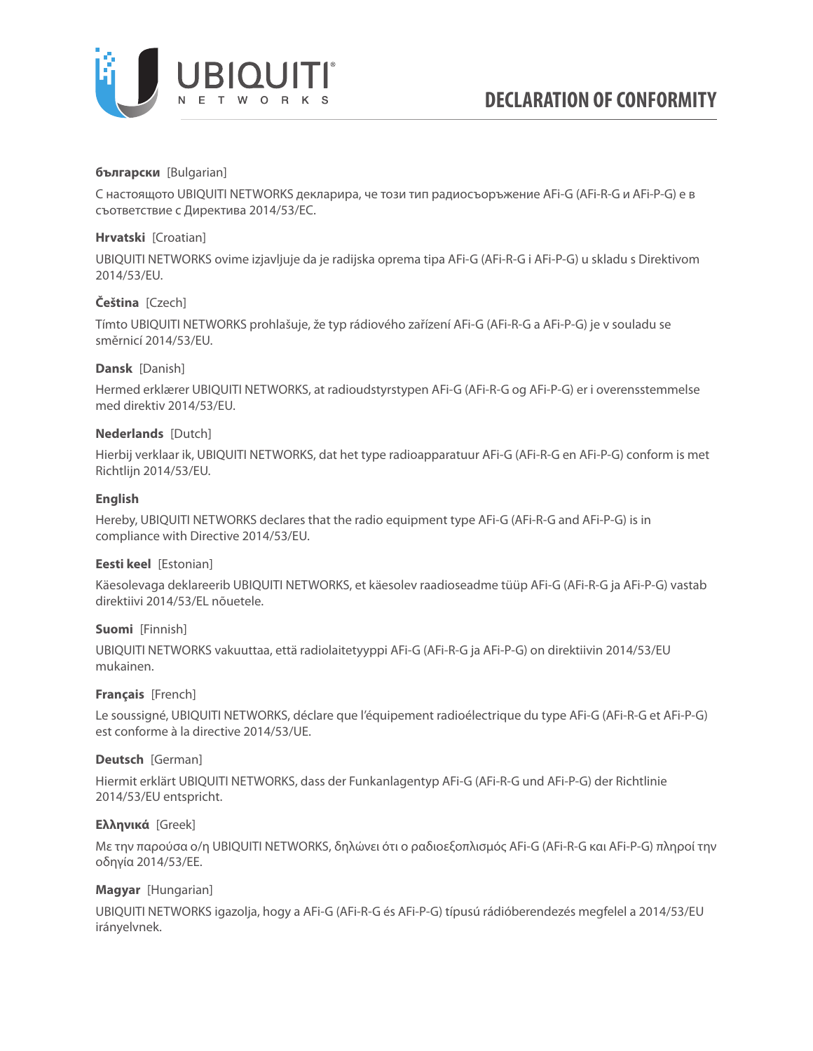# DECLARATION OF CONFORMITY

**български** [Bulgarian]

С настоящото UBIQUITI NETWORKS декларира, че този тип радиосъоръжение AFi-G (AFi-R-G и AFi-P-G) е в съответствие с Директива 2014/53/ЕС.

**Hrvatski** [Croatian]

UBIQUITI NETWORKS ovime izjavljuje da je radijska oprema tipa AFi-G (AFi-R-G i AFi-P-G) u skladu s Direktivom 2014/53/EU.

**Čeština** [Czech]

Tímto UBIQUITI NETWORKS prohlašuje, že typ rádiového zařízení AFi-G (AFi-R-G a AFi-P-G) je v souladu se směrnicí 2014/53/EU.

**Dansk** [Danish]

Hermed erklærer UBIQUITI NETWORKS, at radioudstyrstypen AFi-G (AFi-R-G og AFi-P-G) er i overensstemmelse med direktiv 2014/53/EU.

**Nederlands** [Dutch]

Hierbij verklaar ik, UBIQUITI NETWORKS, dat het type radioapparatuur AFi-G (AFi-R-G en AFi-P-G) conform is met Richtlijn 2014/53/EU.

**English**

Hereby, UBIQUITI NETWORKS declares that the radio equipment type AFi-G (AFi-R-G and AFi-P-G) is in compliance with Directive 2014/53/EU.

**Eesti keel** [Estonian]

Käesolevaga deklareerib UBIQUITI NETWORKS, et käesolev raadioseadme tüüp AFi-G (AFi-R-G ja AFi-P-G) vastab direktiivi 2014/53/EL nõuetele.

**Suomi** [Finnish]

UBIQUITI NETWORKS vakuuttaa, että radiolaitetyyppi AFi-G (AFi-R-G ja AFi-P-G) on direktiivin 2014/53/EU mukainen.

**Français** [French]

Le soussigné, UBIQUITI NETWORKS, déclare que l'équipement radioélectrique du type AFi-G (AFi-R-G et AFi-P-G) est conforme à la directive 2014/53/UE.

**Deutsch** [German]

Hiermit erklärt UBIQUITI NETWORKS, dass der Funkanlagentyp AFi-G (AFi-R-G und AFi-P-G) der Richtlinie 2014/53/EU entspricht.

**Ελληνικά** [Greek]

Με την παρούσα ο/η UBIQUITI NETWORKS, δηλώνει ότι ο ραδιοεξοπλισμός AFi-G (AFi-R-G και AFi-P-G) πληροί την οδηγία 2014/53/ΕΕ.

**Magyar** [Hungarian]

UBIQUITI NETWORKS igazolja, hogy a AFi-G (AFi-R-G és AFi-P-G) típusú rádióberendezés megfelel a 2014/53/EU irányelvnek.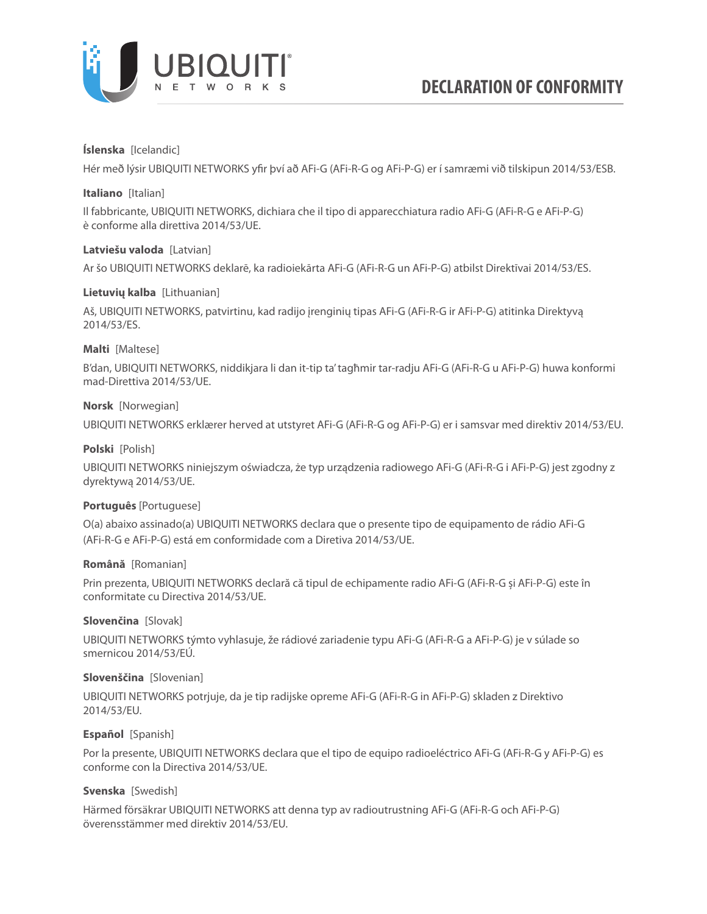# DECLARATION OF CONFORMITY

**Íslenska** [Icelandic]

Hér með lýsir UBIQUITI NETWORKS yfir því að AFi-G (AFi-R-G og AFi-P-G) er í samræmi við tilskipun 2014/53/ESB.

**Italiano** [Italian]

Il fabbricante, UBIQUITI NETWORKS, dichiara che il tipo di apparecchiatura radio AFi-G (AFi-R-G e AFi-P-G) è conforme alla direttiva 2014/53/UE.

**Latviešu valoda** [Latvian]

Ar šo UBIQUITI NETWORKS deklarē, ka radioiekārta AFi-G (AFi-R-G un AFi-P-G) atbilst Direktīvai 2014/53/ES.

**Lietuvių kalba** [Lithuanian]

Aš, UBIQUITI NETWORKS, patvirtinu, kad radijo įrenginių tipas AFi-G (AFi-R-G ir AFi-P-G) atitinka Direktyvą 2014/53/ES.

**Malti** [Maltese]

B'dan, UBIQUITI NETWORKS, niddikjara li dan it-tip ta' tagħmir tar-radju AFi-G (AFi-R-G u AFi-P-G) huwa konformi mad-Direttiva 2014/53/UE.

**Norsk** [Norwegian]

UBIQUITI NETWORKS erklærer herved at utstyret AFi-G (AFi-R-G og AFi-P-G) er i samsvar med direktiv 2014/53/EU.

**Polski** [Polish]

UBIQUITI NETWORKS niniejszym oświadcza, że typ urządzenia radiowego AFi-G (AFi-R-G i AFi-P-G) jest zgodny z dyrektywą 2014/53/UE.

**Português** [Portuguese]

O(a) abaixo assinado(a) UBIQUITI NETWORKS declara que o presente tipo de equipamento de rádio AFi-G (AFi-R-G e AFi-P-G) está em conformidade com a Diretiva 2014/53/UE.

**Română** [Romanian]

Prin prezenta, UBIQUITI NETWORKS declară că tipul de echipamente radio AFi-G (AFi-R-G și AFi-P-G) este în conformitate cu Directiva 2014/53/UE.

**Slovenčina** [Slovak]

UBIQUITI NETWORKS týmto vyhlasuje, že rádiové zariadenie typu AFi-G (AFi-R-G a AFi-P-G) je v súlade so smernicou 2014/53/EÚ.

**Slovenščina** [Slovenian]

UBIQUITI NETWORKS potrjuje, da je tip radijske opreme AFi-G (AFi-R-G in AFi-P-G) skladen z Direktivo 2014/53/EU.

**Español** [Spanish]

Por la presente, UBIQUITI NETWORKS declara que el tipo de equipo radioeléctrico AFi-G (AFi-R-G y AFi-P-G) es conforme con la Directiva 2014/53/UE.

**Svenska** [Swedish]

Härmed försäkrar UBIQUITI NETWORKS att denna typ av radioutrustning AFi-G (AFi-R-G och AFi-P-G) överensstämmer med direktiv 2014/53/EU.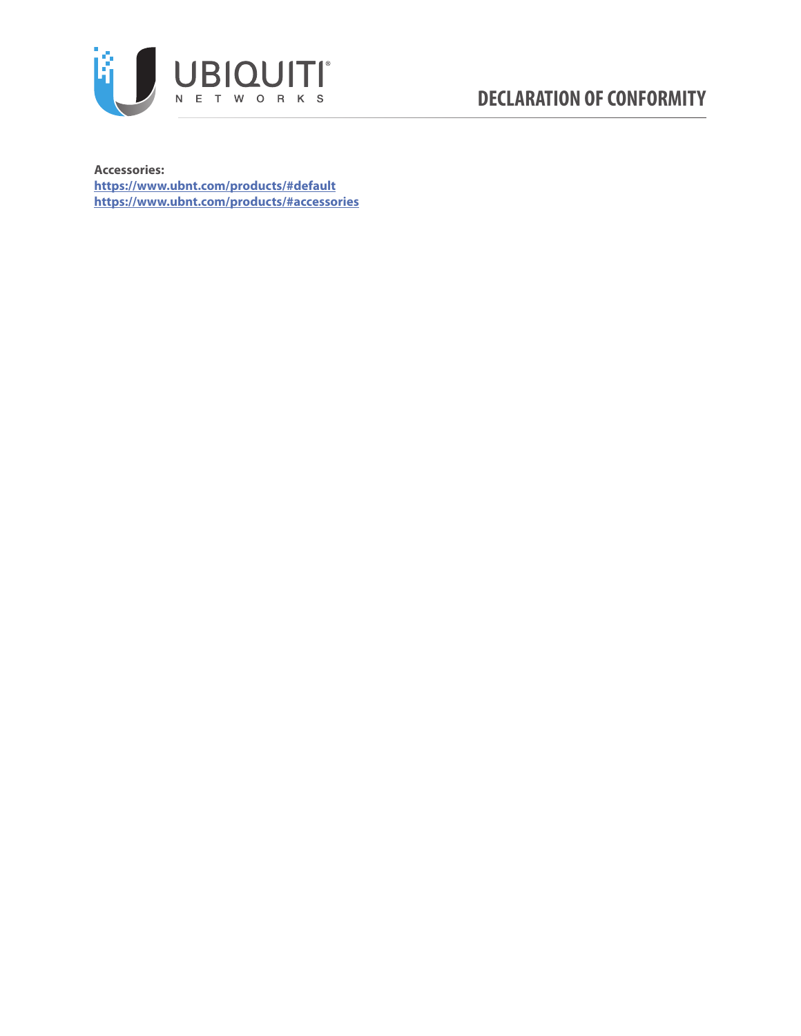**Accessories:**
https://www.ubnt.com/products/#default
https://www.ubnt.com/products/#accessories